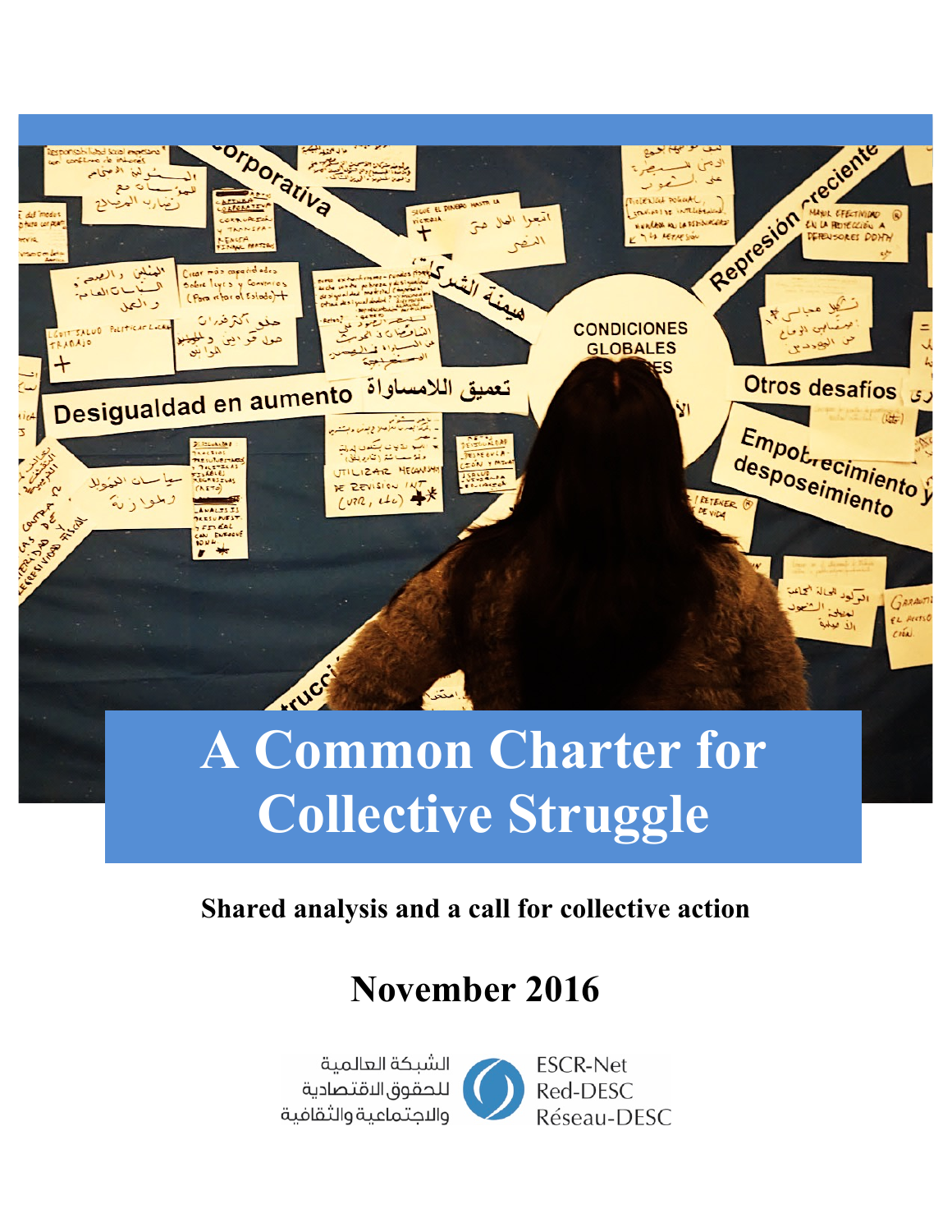# A Common Charter for Collective Struggle

**Shared analysis and a call for collective action**

## November 2016

الشبكة العالمية للحقوق الاقتصادية والاجتماعية والثقافية

ESCR-Net
Red-DESC
Réseau-DESC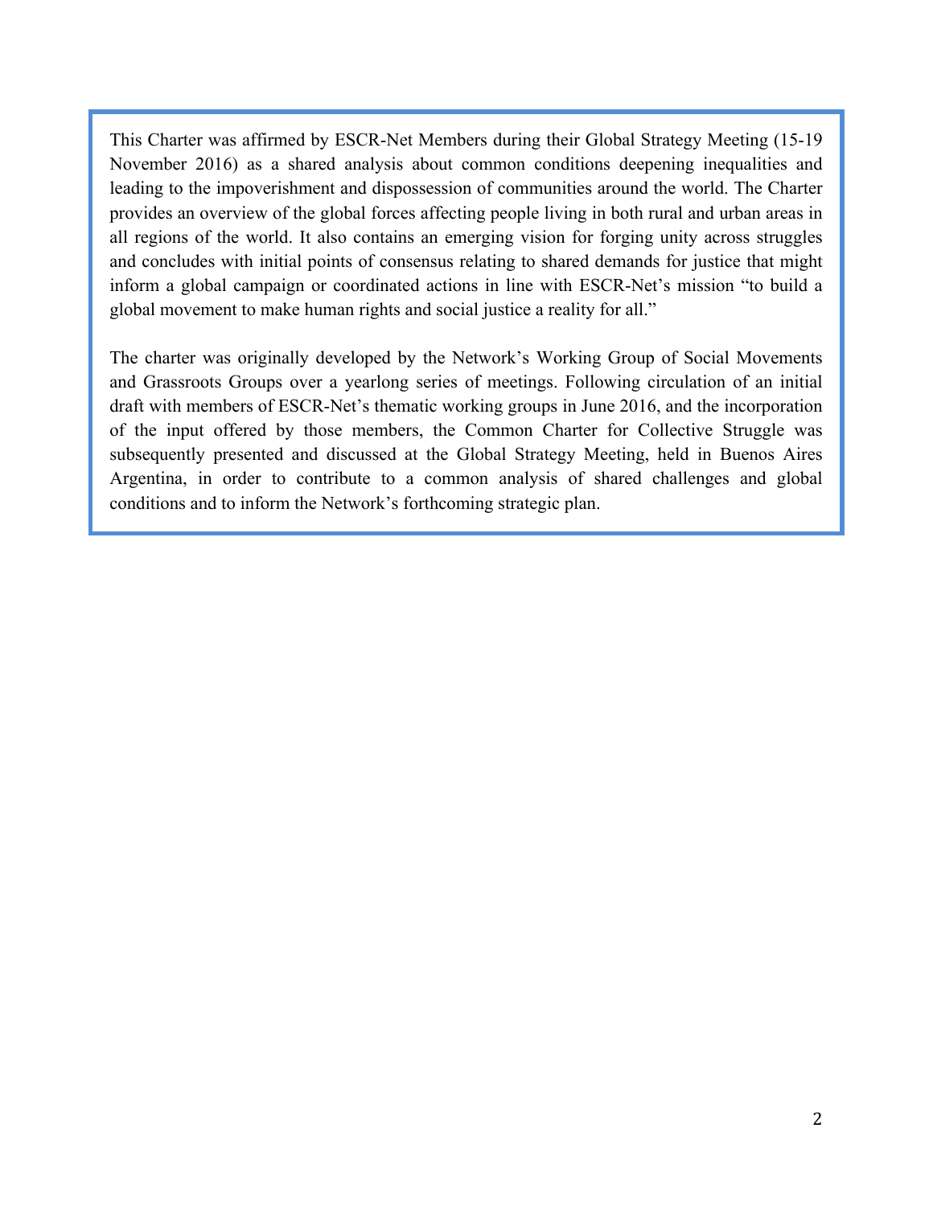This Charter was affirmed by ESCR-Net Members during their Global Strategy Meeting (15-19 November 2016) as a shared analysis about common conditions deepening inequalities and leading to the impoverishment and dispossession of communities around the world. The Charter provides an overview of the global forces affecting people living in both rural and urban areas in all regions of the world. It also contains an emerging vision for forging unity across struggles and concludes with initial points of consensus relating to shared demands for justice that might inform a global campaign or coordinated actions in line with ESCR-Net's mission "to build a global movement to make human rights and social justice a reality for all."

The charter was originally developed by the Network's Working Group of Social Movements and Grassroots Groups over a yearlong series of meetings. Following circulation of an initial draft with members of ESCR-Net's thematic working groups in June 2016, and the incorporation of the input offered by those members, the Common Charter for Collective Struggle was subsequently presented and discussed at the Global Strategy Meeting, held in Buenos Aires Argentina, in order to contribute to a common analysis of shared challenges and global conditions and to inform the Network's forthcoming strategic plan.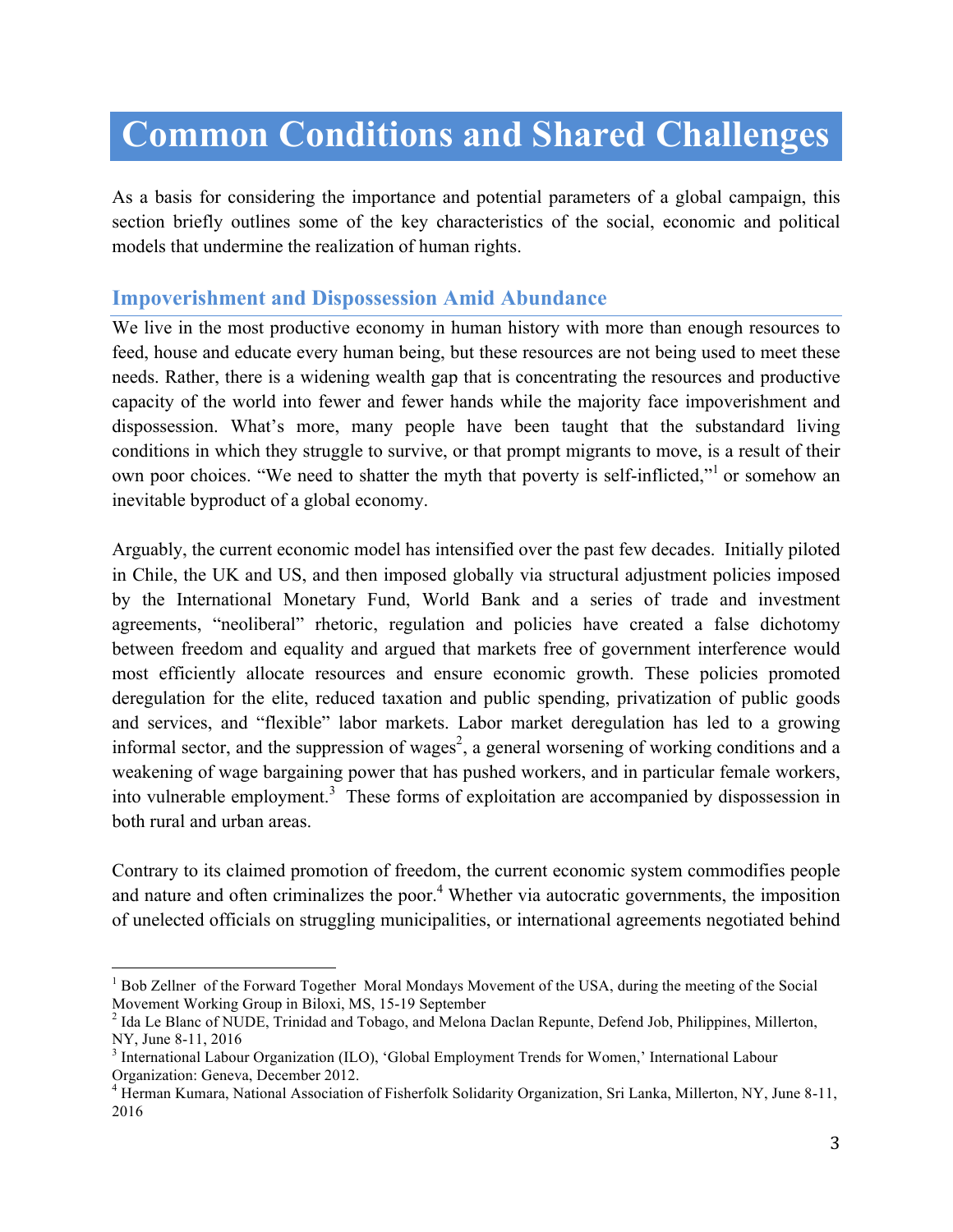# Common Conditions and Shared Challenges

As a basis for considering the importance and potential parameters of a global campaign, this section briefly outlines some of the key characteristics of the social, economic and political models that undermine the realization of human rights.

## Impoverishment and Dispossession Amid Abundance

We live in the most productive economy in human history with more than enough resources to feed, house and educate every human being, but these resources are not being used to meet these needs. Rather, there is a widening wealth gap that is concentrating the resources and productive capacity of the world into fewer and fewer hands while the majority face impoverishment and dispossession. What's more, many people have been taught that the substandard living conditions in which they struggle to survive, or that prompt migrants to move, is a result of their own poor choices. "We need to shatter the myth that poverty is self-inflicted,"[1] or somehow an inevitable byproduct of a global economy.

Arguably, the current economic model has intensified over the past few decades. Initially piloted in Chile, the UK and US, and then imposed globally via structural adjustment policies imposed by the International Monetary Fund, World Bank and a series of trade and investment agreements, "neoliberal" rhetoric, regulation and policies have created a false dichotomy between freedom and equality and argued that markets free of government interference would most efficiently allocate resources and ensure economic growth. These policies promoted deregulation for the elite, reduced taxation and public spending, privatization of public goods and services, and "flexible" labor markets. Labor market deregulation has led to a growing informal sector, and the suppression of wages[2], a general worsening of working conditions and a weakening of wage bargaining power that has pushed workers, and in particular female workers, into vulnerable employment.[3] These forms of exploitation are accompanied by dispossession in both rural and urban areas.

Contrary to its claimed promotion of freedom, the current economic system commodifies people and nature and often criminalizes the poor.[4] Whether via autocratic governments, the imposition of unelected officials on struggling municipalities, or international agreements negotiated behind

---

[1] Bob Zellner of the Forward Together Moral Mondays Movement of the USA, during the meeting of the Social Movement Working Group in Biloxi, MS, 15-19 September

[2] Ida Le Blanc of NUDE, Trinidad and Tobago, and Melona Daclan Repunte, Defend Job, Philippines, Millerton, NY, June 8-11, 2016

[3] International Labour Organization (ILO), 'Global Employment Trends for Women,' International Labour Organization: Geneva, December 2012.

[4] Herman Kumara, National Association of Fisherfolk Solidarity Organization, Sri Lanka, Millerton, NY, June 8-11, 2016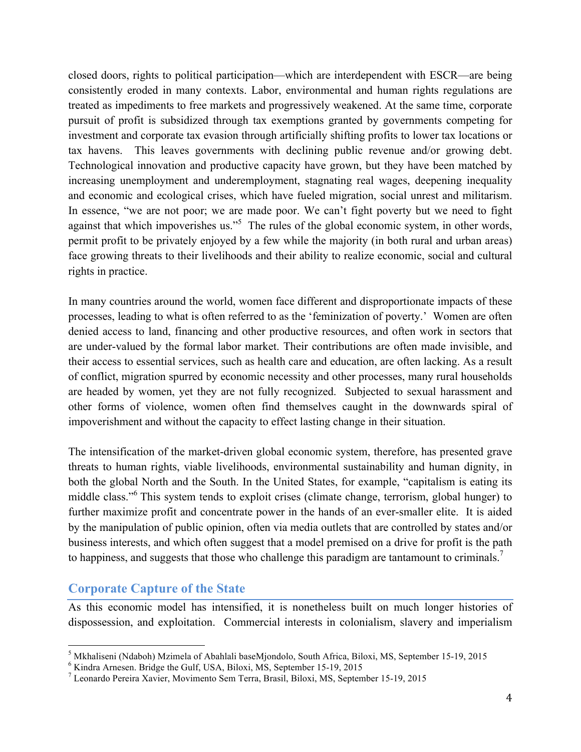closed doors, rights to political participation—which are interdependent with ESCR—are being consistently eroded in many contexts. Labor, environmental and human rights regulations are treated as impediments to free markets and progressively weakened. At the same time, corporate pursuit of profit is subsidized through tax exemptions granted by governments competing for investment and corporate tax evasion through artificially shifting profits to lower tax locations or tax havens. This leaves governments with declining public revenue and/or growing debt. Technological innovation and productive capacity have grown, but they have been matched by increasing unemployment and underemployment, stagnating real wages, deepening inequality and economic and ecological crises, which have fueled migration, social unrest and militarism. In essence, "we are not poor; we are made poor. We can't fight poverty but we need to fight against that which impoverishes us."[5] The rules of the global economic system, in other words, permit profit to be privately enjoyed by a few while the majority (in both rural and urban areas) face growing threats to their livelihoods and their ability to realize economic, social and cultural rights in practice.

In many countries around the world, women face different and disproportionate impacts of these processes, leading to what is often referred to as the 'feminization of poverty.' Women are often denied access to land, financing and other productive resources, and often work in sectors that are under-valued by the formal labor market. Their contributions are often made invisible, and their access to essential services, such as health care and education, are often lacking. As a result of conflict, migration spurred by economic necessity and other processes, many rural households are headed by women, yet they are not fully recognized. Subjected to sexual harassment and other forms of violence, women often find themselves caught in the downwards spiral of impoverishment and without the capacity to effect lasting change in their situation.

The intensification of the market-driven global economic system, therefore, has presented grave threats to human rights, viable livelihoods, environmental sustainability and human dignity, in both the global North and the South. In the United States, for example, "capitalism is eating its middle class."[6] This system tends to exploit crises (climate change, terrorism, global hunger) to further maximize profit and concentrate power in the hands of an ever-smaller elite. It is aided by the manipulation of public opinion, often via media outlets that are controlled by states and/or business interests, and which often suggest that a model premised on a drive for profit is the path to happiness, and suggests that those who challenge this paradigm are tantamount to criminals.[7]

## Corporate Capture of the State

As this economic model has intensified, it is nonetheless built on much longer histories of dispossession, and exploitation. Commercial interests in colonialism, slavery and imperialism

---

[5] Mkhaliseni (Ndaboh) Mzimela of Abahlali baseMjondolo, South Africa, Biloxi, MS, September 15-19, 2015

[6] Kindra Arnesen. Bridge the Gulf, USA, Biloxi, MS, September 15-19, 2015

[7] Leonardo Pereira Xavier, Movimento Sem Terra, Brasil, Biloxi, MS, September 15-19, 2015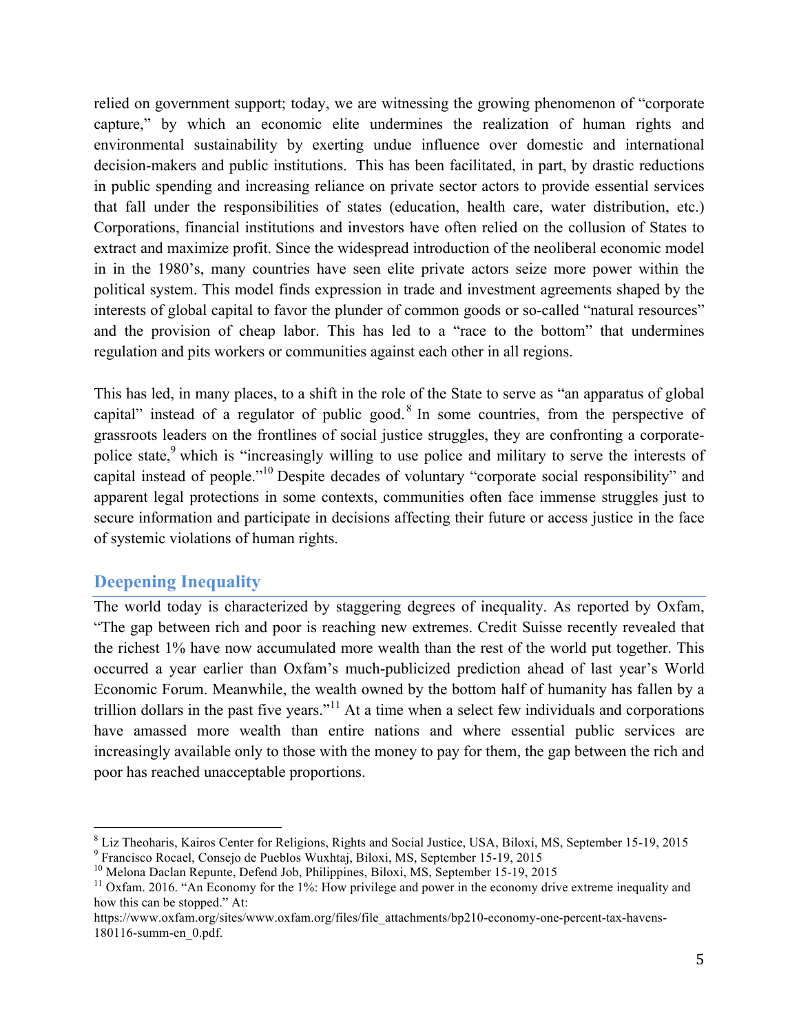relied on government support; today, we are witnessing the growing phenomenon of "corporate capture," by which an economic elite undermines the realization of human rights and environmental sustainability by exerting undue influence over domestic and international decision-makers and public institutions. This has been facilitated, in part, by drastic reductions in public spending and increasing reliance on private sector actors to provide essential services that fall under the responsibilities of states (education, health care, water distribution, etc.) Corporations, financial institutions and investors have often relied on the collusion of States to extract and maximize profit. Since the widespread introduction of the neoliberal economic model in in the 1980's, many countries have seen elite private actors seize more power within the political system. This model finds expression in trade and investment agreements shaped by the interests of global capital to favor the plunder of common goods or so-called "natural resources" and the provision of cheap labor. This has led to a "race to the bottom" that undermines regulation and pits workers or communities against each other in all regions.

This has led, in many places, to a shift in the role of the State to serve as "an apparatus of global capital" instead of a regulator of public good.[8] In some countries, from the perspective of grassroots leaders on the frontlines of social justice struggles, they are confronting a corporate-police state,[9] which is "increasingly willing to use police and military to serve the interests of capital instead of people."[10] Despite decades of voluntary "corporate social responsibility" and apparent legal protections in some contexts, communities often face immense struggles just to secure information and participate in decisions affecting their future or access justice in the face of systemic violations of human rights.

## Deepening Inequality

The world today is characterized by staggering degrees of inequality. As reported by Oxfam, "The gap between rich and poor is reaching new extremes. Credit Suisse recently revealed that the richest 1% have now accumulated more wealth than the rest of the world put together. This occurred a year earlier than Oxfam's much-publicized prediction ahead of last year's World Economic Forum. Meanwhile, the wealth owned by the bottom half of humanity has fallen by a trillion dollars in the past five years."[11] At a time when a select few individuals and corporations have amassed more wealth than entire nations and where essential public services are increasingly available only to those with the money to pay for them, the gap between the rich and poor has reached unacceptable proportions.

---

[8] Liz Theoharis, Kairos Center for Religions, Rights and Social Justice, USA, Biloxi, MS, September 15-19, 2015

[9] Francisco Rocael, Consejo de Pueblos Wuxhtaj, Biloxi, MS, September 15-19, 2015

[10] Melona Daclan Repunte, Defend Job, Philippines, Biloxi, MS, September 15-19, 2015

[11] Oxfam. 2016. "An Economy for the 1%: How privilege and power in the economy drive extreme inequality and how this can be stopped." At: https://www.oxfam.org/sites/www.oxfam.org/files/file_attachments/bp210-economy-one-percent-tax-havens-180116-summ-en_0.pdf.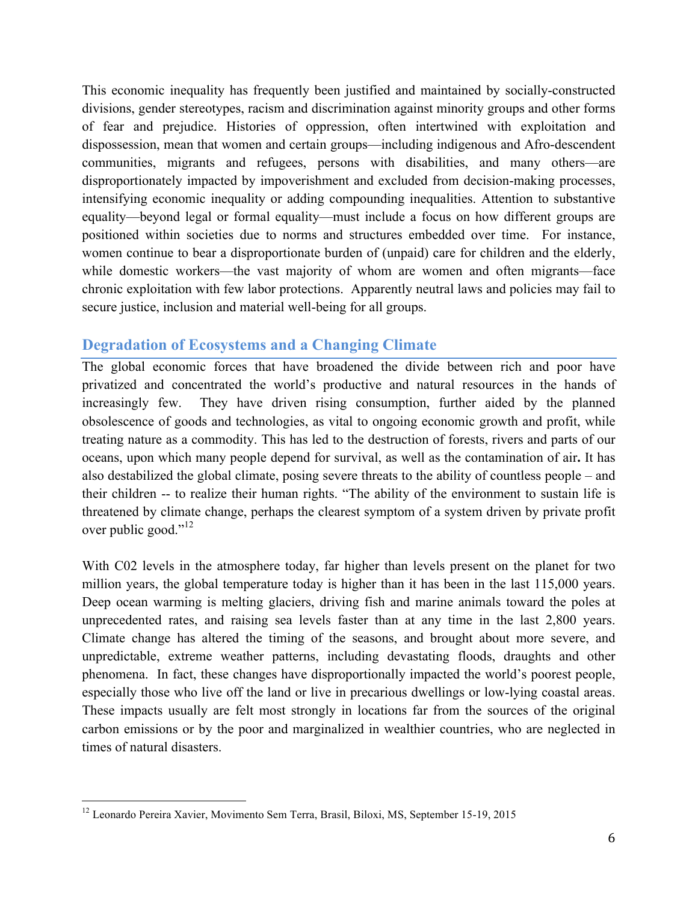This economic inequality has frequently been justified and maintained by socially-constructed divisions, gender stereotypes, racism and discrimination against minority groups and other forms of fear and prejudice. Histories of oppression, often intertwined with exploitation and dispossession, mean that women and certain groups—including indigenous and Afro-descendent communities, migrants and refugees, persons with disabilities, and many others—are disproportionately impacted by impoverishment and excluded from decision-making processes, intensifying economic inequality or adding compounding inequalities. Attention to substantive equality—beyond legal or formal equality—must include a focus on how different groups are positioned within societies due to norms and structures embedded over time. For instance, women continue to bear a disproportionate burden of (unpaid) care for children and the elderly, while domestic workers—the vast majority of whom are women and often migrants—face chronic exploitation with few labor protections. Apparently neutral laws and policies may fail to secure justice, inclusion and material well-being for all groups.

## Degradation of Ecosystems and a Changing Climate

The global economic forces that have broadened the divide between rich and poor have privatized and concentrated the world's productive and natural resources in the hands of increasingly few. They have driven rising consumption, further aided by the planned obsolescence of goods and technologies, as vital to ongoing economic growth and profit, while treating nature as a commodity. This has led to the destruction of forests, rivers and parts of our oceans, upon which many people depend for survival, as well as the contamination of air**.** It has also destabilized the global climate, posing severe threats to the ability of countless people – and their children -- to realize their human rights. "The ability of the environment to sustain life is threatened by climate change, perhaps the clearest symptom of a system driven by private profit over public good."[12]

With C02 levels in the atmosphere today, far higher than levels present on the planet for two million years, the global temperature today is higher than it has been in the last 115,000 years. Deep ocean warming is melting glaciers, driving fish and marine animals toward the poles at unprecedented rates, and raising sea levels faster than at any time in the last 2,800 years. Climate change has altered the timing of the seasons, and brought about more severe, and unpredictable, extreme weather patterns, including devastating floods, draughts and other phenomena. In fact, these changes have disproportionally impacted the world's poorest people, especially those who live off the land or live in precarious dwellings or low-lying coastal areas. These impacts usually are felt most strongly in locations far from the sources of the original carbon emissions or by the poor and marginalized in wealthier countries, who are neglected in times of natural disasters.

---

[12] Leonardo Pereira Xavier, Movimento Sem Terra, Brasil, Biloxi, MS, September 15-19, 2015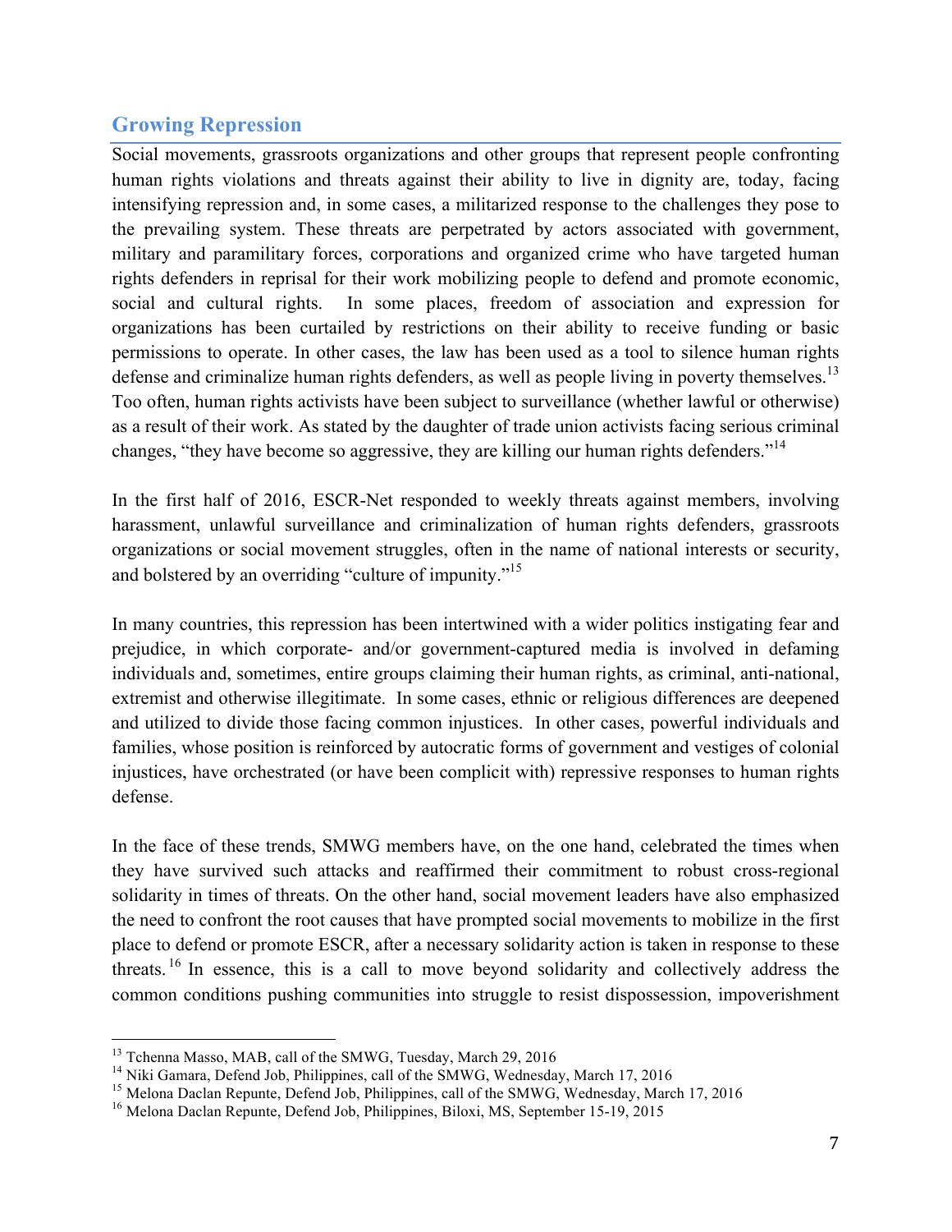## Growing Repression

Social movements, grassroots organizations and other groups that represent people confronting human rights violations and threats against their ability to live in dignity are, today, facing intensifying repression and, in some cases, a militarized response to the challenges they pose to the prevailing system. These threats are perpetrated by actors associated with government, military and paramilitary forces, corporations and organized crime who have targeted human rights defenders in reprisal for their work mobilizing people to defend and promote economic, social and cultural rights. In some places, freedom of association and expression for organizations has been curtailed by restrictions on their ability to receive funding or basic permissions to operate. In other cases, the law has been used as a tool to silence human rights defense and criminalize human rights defenders, as well as people living in poverty themselves.[13] Too often, human rights activists have been subject to surveillance (whether lawful or otherwise) as a result of their work. As stated by the daughter of trade union activists facing serious criminal changes, "they have become so aggressive, they are killing our human rights defenders."[14]

In the first half of 2016, ESCR-Net responded to weekly threats against members, involving harassment, unlawful surveillance and criminalization of human rights defenders, grassroots organizations or social movement struggles, often in the name of national interests or security, and bolstered by an overriding "culture of impunity."[15]

In many countries, this repression has been intertwined with a wider politics instigating fear and prejudice, in which corporate- and/or government-captured media is involved in defaming individuals and, sometimes, entire groups claiming their human rights, as criminal, anti-national, extremist and otherwise illegitimate. In some cases, ethnic or religious differences are deepened and utilized to divide those facing common injustices. In other cases, powerful individuals and families, whose position is reinforced by autocratic forms of government and vestiges of colonial injustices, have orchestrated (or have been complicit with) repressive responses to human rights defense.

In the face of these trends, SMWG members have, on the one hand, celebrated the times when they have survived such attacks and reaffirmed their commitment to robust cross-regional solidarity in times of threats. On the other hand, social movement leaders have also emphasized the need to confront the root causes that have prompted social movements to mobilize in the first place to defend or promote ESCR, after a necessary solidarity action is taken in response to these threats.[16] In essence, this is a call to move beyond solidarity and collectively address the common conditions pushing communities into struggle to resist dispossession, impoverishment

---

[13] Tchenna Masso, MAB, call of the SMWG, Tuesday, March 29, 2016

[14] Niki Gamara, Defend Job, Philippines, call of the SMWG, Wednesday, March 17, 2016

[15] Melona Daclan Repunte, Defend Job, Philippines, call of the SMWG, Wednesday, March 17, 2016

[16] Melona Daclan Repunte, Defend Job, Philippines, Biloxi, MS, September 15-19, 2015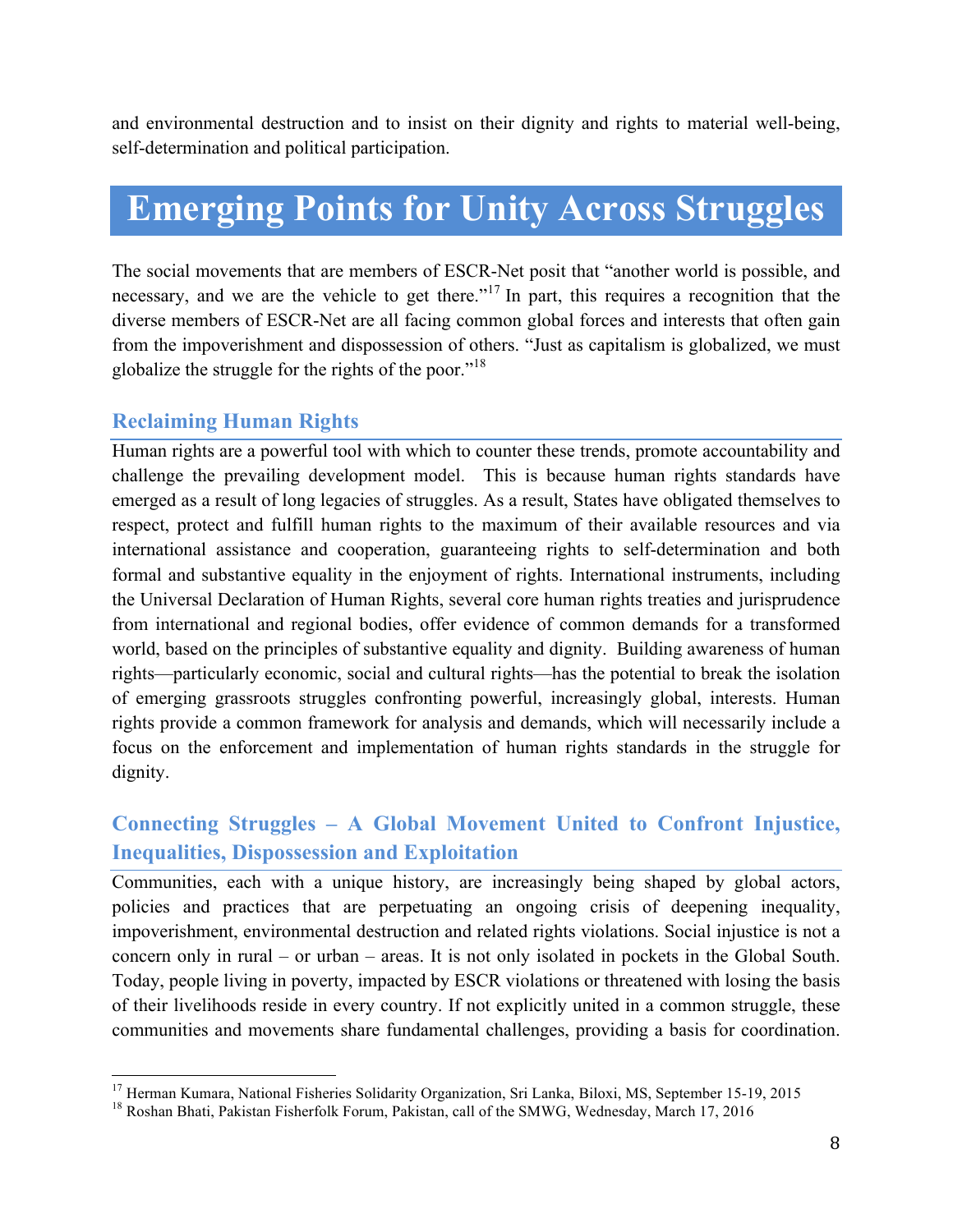and environmental destruction and to insist on their dignity and rights to material well-being, self-determination and political participation.

# Emerging Points for Unity Across Struggles

The social movements that are members of ESCR-Net posit that "another world is possible, and necessary, and we are the vehicle to get there."[17] In part, this requires a recognition that the diverse members of ESCR-Net are all facing common global forces and interests that often gain from the impoverishment and dispossession of others. "Just as capitalism is globalized, we must globalize the struggle for the rights of the poor."[18]

## Reclaiming Human Rights

Human rights are a powerful tool with which to counter these trends, promote accountability and challenge the prevailing development model. This is because human rights standards have emerged as a result of long legacies of struggles. As a result, States have obligated themselves to respect, protect and fulfill human rights to the maximum of their available resources and via international assistance and cooperation, guaranteeing rights to self-determination and both formal and substantive equality in the enjoyment of rights. International instruments, including the Universal Declaration of Human Rights, several core human rights treaties and jurisprudence from international and regional bodies, offer evidence of common demands for a transformed world, based on the principles of substantive equality and dignity. Building awareness of human rights—particularly economic, social and cultural rights—has the potential to break the isolation of emerging grassroots struggles confronting powerful, increasingly global, interests. Human rights provide a common framework for analysis and demands, which will necessarily include a focus on the enforcement and implementation of human rights standards in the struggle for dignity.

## Connecting Struggles – A Global Movement United to Confront Injustice, Inequalities, Dispossession and Exploitation

Communities, each with a unique history, are increasingly being shaped by global actors, policies and practices that are perpetuating an ongoing crisis of deepening inequality, impoverishment, environmental destruction and related rights violations. Social injustice is not a concern only in rural – or urban – areas. It is not only isolated in pockets in the Global South. Today, people living in poverty, impacted by ESCR violations or threatened with losing the basis of their livelihoods reside in every country. If not explicitly united in a common struggle, these communities and movements share fundamental challenges, providing a basis for coordination.

---

[17] Herman Kumara, National Fisheries Solidarity Organization, Sri Lanka, Biloxi, MS, September 15-19, 2015

[18] Roshan Bhati, Pakistan Fisherfolk Forum, Pakistan, call of the SMWG, Wednesday, March 17, 2016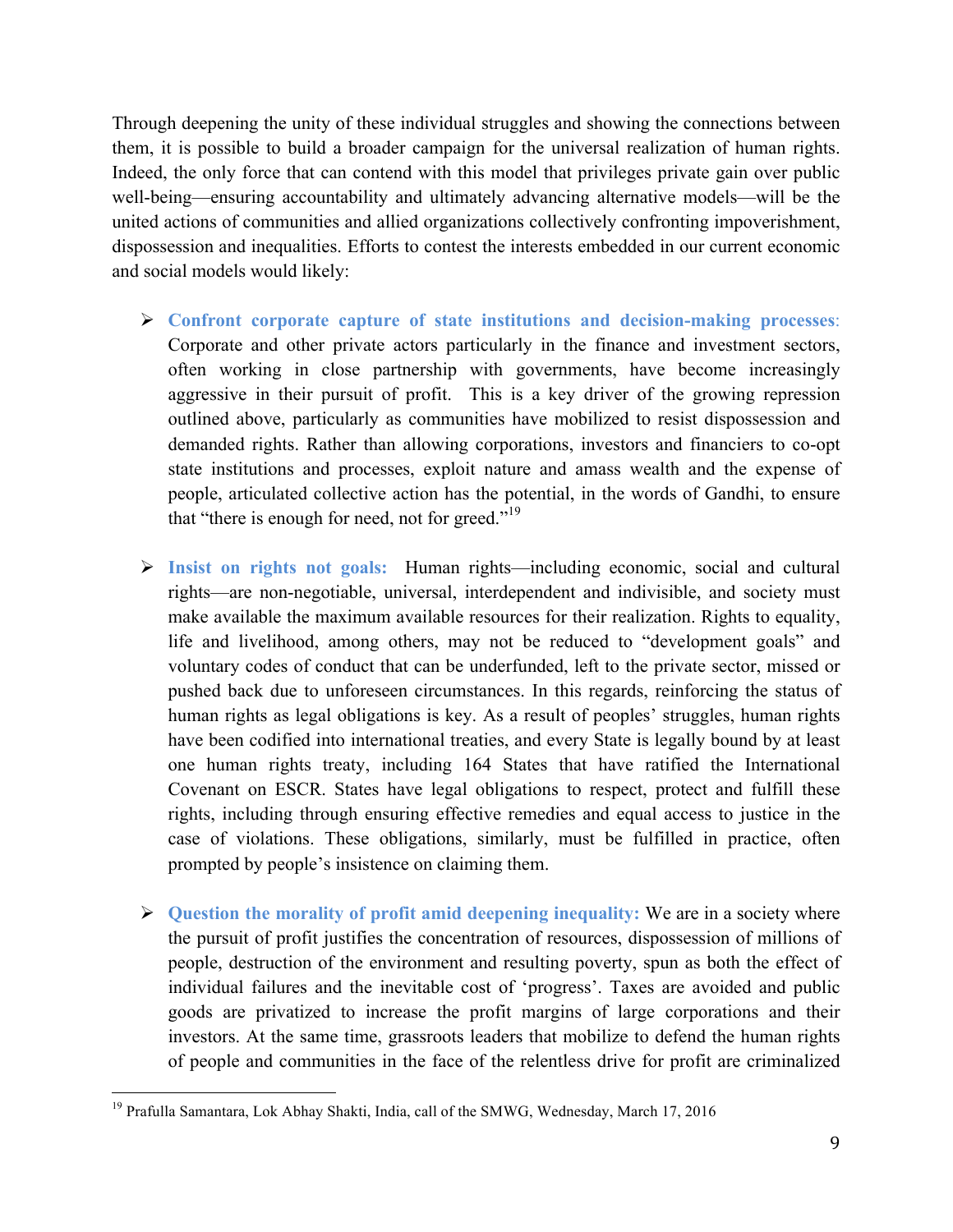Through deepening the unity of these individual struggles and showing the connections between them, it is possible to build a broader campaign for the universal realization of human rights. Indeed, the only force that can contend with this model that privileges private gain over public well-being—ensuring accountability and ultimately advancing alternative models—will be the united actions of communities and allied organizations collectively confronting impoverishment, dispossession and inequalities. Efforts to contest the interests embedded in our current economic and social models would likely:

- **Confront corporate capture of state institutions and decision-making processes**: Corporate and other private actors particularly in the finance and investment sectors, often working in close partnership with governments, have become increasingly aggressive in their pursuit of profit. This is a key driver of the growing repression outlined above, particularly as communities have mobilized to resist dispossession and demanded rights. Rather than allowing corporations, investors and financiers to co-opt state institutions and processes, exploit nature and amass wealth and the expense of people, articulated collective action has the potential, in the words of Gandhi, to ensure that "there is enough for need, not for greed."[19]

- **Insist on rights not goals:** Human rights—including economic, social and cultural rights—are non-negotiable, universal, interdependent and indivisible, and society must make available the maximum available resources for their realization. Rights to equality, life and livelihood, among others, may not be reduced to "development goals" and voluntary codes of conduct that can be underfunded, left to the private sector, missed or pushed back due to unforeseen circumstances. In this regards, reinforcing the status of human rights as legal obligations is key. As a result of peoples' struggles, human rights have been codified into international treaties, and every State is legally bound by at least one human rights treaty, including 164 States that have ratified the International Covenant on ESCR. States have legal obligations to respect, protect and fulfill these rights, including through ensuring effective remedies and equal access to justice in the case of violations. These obligations, similarly, must be fulfilled in practice, often prompted by people's insistence on claiming them.

- **Question the morality of profit amid deepening inequality:** We are in a society where the pursuit of profit justifies the concentration of resources, dispossession of millions of people, destruction of the environment and resulting poverty, spun as both the effect of individual failures and the inevitable cost of 'progress'. Taxes are avoided and public goods are privatized to increase the profit margins of large corporations and their investors. At the same time, grassroots leaders that mobilize to defend the human rights of people and communities in the face of the relentless drive for profit are criminalized

[19] Prafulla Samantara, Lok Abhay Shakti, India, call of the SMWG, Wednesday, March 17, 2016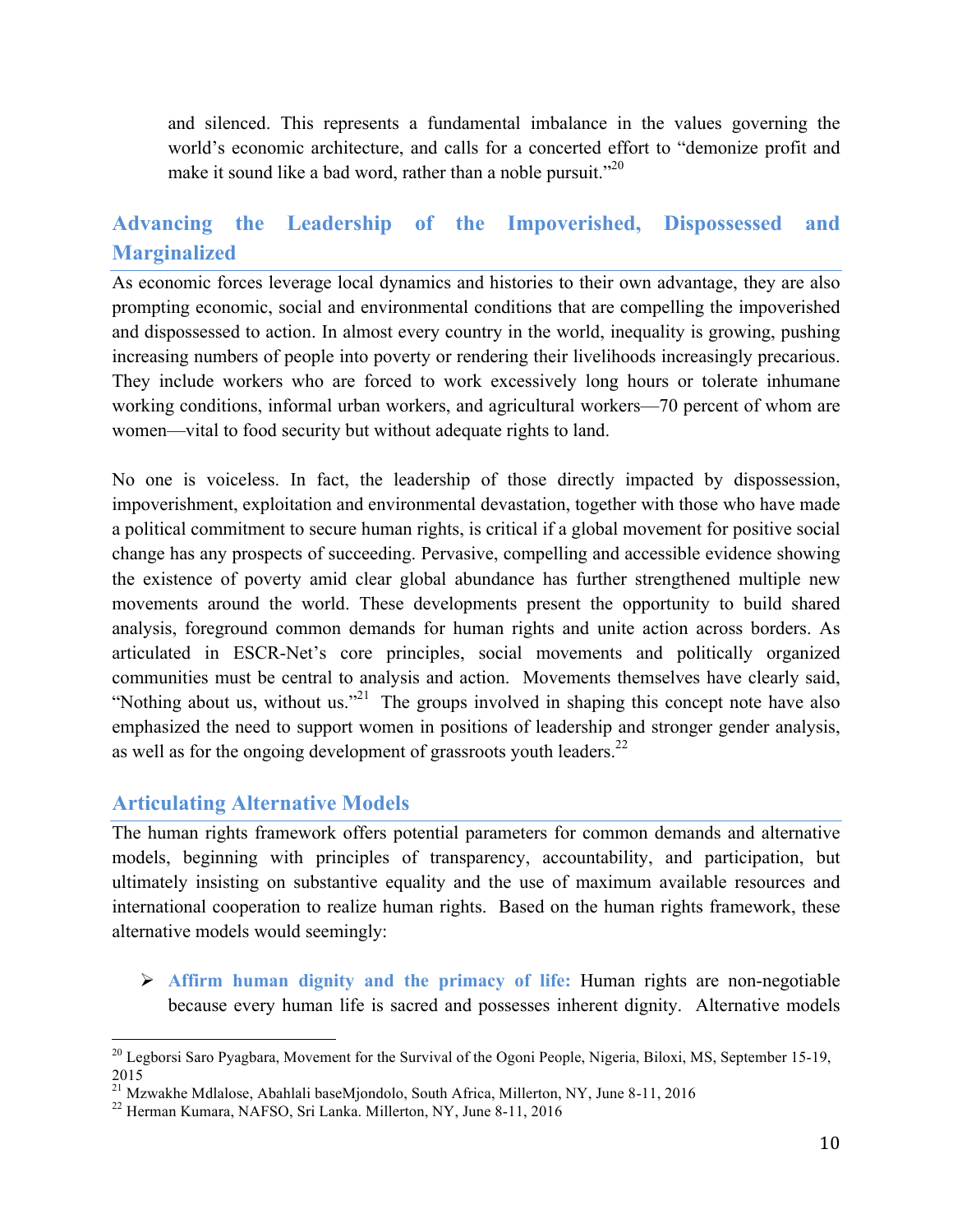and silenced. This represents a fundamental imbalance in the values governing the world's economic architecture, and calls for a concerted effort to "demonize profit and make it sound like a bad word, rather than a noble pursuit."[20]

## Advancing the Leadership of the Impoverished, Dispossessed and Marginalized

As economic forces leverage local dynamics and histories to their own advantage, they are also prompting economic, social and environmental conditions that are compelling the impoverished and dispossessed to action. In almost every country in the world, inequality is growing, pushing increasing numbers of people into poverty or rendering their livelihoods increasingly precarious. They include workers who are forced to work excessively long hours or tolerate inhumane working conditions, informal urban workers, and agricultural workers—70 percent of whom are women—vital to food security but without adequate rights to land.

No one is voiceless. In fact, the leadership of those directly impacted by dispossession, impoverishment, exploitation and environmental devastation, together with those who have made a political commitment to secure human rights, is critical if a global movement for positive social change has any prospects of succeeding. Pervasive, compelling and accessible evidence showing the existence of poverty amid clear global abundance has further strengthened multiple new movements around the world. These developments present the opportunity to build shared analysis, foreground common demands for human rights and unite action across borders. As articulated in ESCR-Net's core principles, social movements and politically organized communities must be central to analysis and action. Movements themselves have clearly said, "Nothing about us, without us."[21] The groups involved in shaping this concept note have also emphasized the need to support women in positions of leadership and stronger gender analysis, as well as for the ongoing development of grassroots youth leaders.[22]

## Articulating Alternative Models

The human rights framework offers potential parameters for common demands and alternative models, beginning with principles of transparency, accountability, and participation, but ultimately insisting on substantive equality and the use of maximum available resources and international cooperation to realize human rights. Based on the human rights framework, these alternative models would seemingly:

- **Affirm human dignity and the primacy of life:** Human rights are non-negotiable because every human life is sacred and possesses inherent dignity. Alternative models

---

[20] Legborsi Saro Pyagbara, Movement for the Survival of the Ogoni People, Nigeria, Biloxi, MS, September 15-19, 2015

[21] Mzwakhe Mdlalose, Abahlali baseMjondolo, South Africa, Millerton, NY, June 8-11, 2016

[22] Herman Kumara, NAFSO, Sri Lanka. Millerton, NY, June 8-11, 2016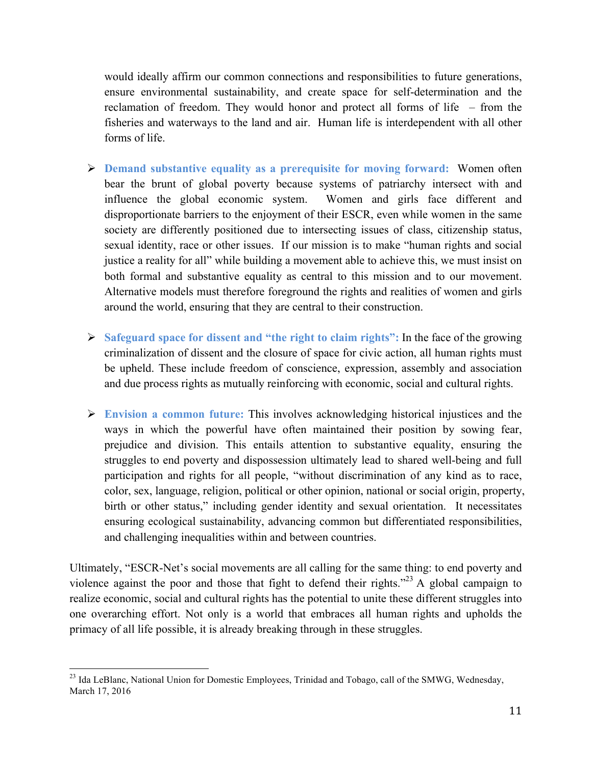would ideally affirm our common connections and responsibilities to future generations, ensure environmental sustainability, and create space for self-determination and the reclamation of freedom. They would honor and protect all forms of life – from the fisheries and waterways to the land and air. Human life is interdependent with all other forms of life.

- **Demand substantive equality as a prerequisite for moving forward:** Women often bear the brunt of global poverty because systems of patriarchy intersect with and influence the global economic system. Women and girls face different and disproportionate barriers to the enjoyment of their ESCR, even while women in the same society are differently positioned due to intersecting issues of class, citizenship status, sexual identity, race or other issues. If our mission is to make "human rights and social justice a reality for all" while building a movement able to achieve this, we must insist on both formal and substantive equality as central to this mission and to our movement. Alternative models must therefore foreground the rights and realities of women and girls around the world, ensuring that they are central to their construction.

- **Safeguard space for dissent and "the right to claim rights":** In the face of the growing criminalization of dissent and the closure of space for civic action, all human rights must be upheld. These include freedom of conscience, expression, assembly and association and due process rights as mutually reinforcing with economic, social and cultural rights.

- **Envision a common future:** This involves acknowledging historical injustices and the ways in which the powerful have often maintained their position by sowing fear, prejudice and division. This entails attention to substantive equality, ensuring the struggles to end poverty and dispossession ultimately lead to shared well-being and full participation and rights for all people, "without discrimination of any kind as to race, color, sex, language, religion, political or other opinion, national or social origin, property, birth or other status," including gender identity and sexual orientation. It necessitates ensuring ecological sustainability, advancing common but differentiated responsibilities, and challenging inequalities within and between countries.

Ultimately, "ESCR-Net's social movements are all calling for the same thing: to end poverty and violence against the poor and those that fight to defend their rights."[23] A global campaign to realize economic, social and cultural rights has the potential to unite these different struggles into one overarching effort. Not only is a world that embraces all human rights and upholds the primacy of all life possible, it is already breaking through in these struggles.

---

[23] Ida LeBlanc, National Union for Domestic Employees, Trinidad and Tobago, call of the SMWG, Wednesday, March 17, 2016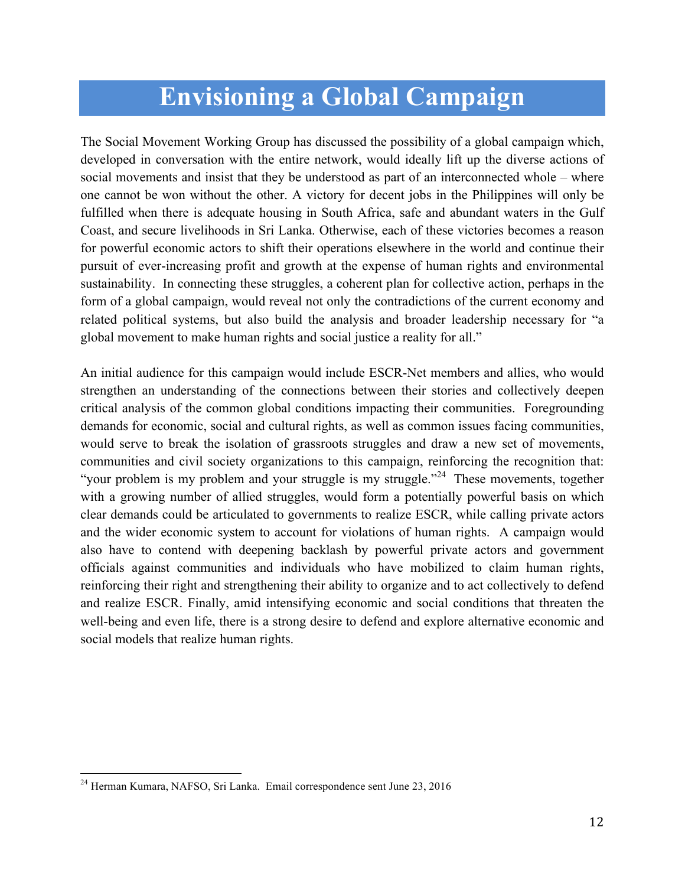# Envisioning a Global Campaign

The Social Movement Working Group has discussed the possibility of a global campaign which, developed in conversation with the entire network, would ideally lift up the diverse actions of social movements and insist that they be understood as part of an interconnected whole – where one cannot be won without the other. A victory for decent jobs in the Philippines will only be fulfilled when there is adequate housing in South Africa, safe and abundant waters in the Gulf Coast, and secure livelihoods in Sri Lanka. Otherwise, each of these victories becomes a reason for powerful economic actors to shift their operations elsewhere in the world and continue their pursuit of ever-increasing profit and growth at the expense of human rights and environmental sustainability. In connecting these struggles, a coherent plan for collective action, perhaps in the form of a global campaign, would reveal not only the contradictions of the current economy and related political systems, but also build the analysis and broader leadership necessary for "a global movement to make human rights and social justice a reality for all."

An initial audience for this campaign would include ESCR-Net members and allies, who would strengthen an understanding of the connections between their stories and collectively deepen critical analysis of the common global conditions impacting their communities. Foregrounding demands for economic, social and cultural rights, as well as common issues facing communities, would serve to break the isolation of grassroots struggles and draw a new set of movements, communities and civil society organizations to this campaign, reinforcing the recognition that: "your problem is my problem and your struggle is my struggle."[24] These movements, together with a growing number of allied struggles, would form a potentially powerful basis on which clear demands could be articulated to governments to realize ESCR, while calling private actors and the wider economic system to account for violations of human rights. A campaign would also have to contend with deepening backlash by powerful private actors and government officials against communities and individuals who have mobilized to claim human rights, reinforcing their right and strengthening their ability to organize and to act collectively to defend and realize ESCR. Finally, amid intensifying economic and social conditions that threaten the well-being and even life, there is a strong desire to defend and explore alternative economic and social models that realize human rights.

---

[24] Herman Kumara, NAFSO, Sri Lanka. Email correspondence sent June 23, 2016